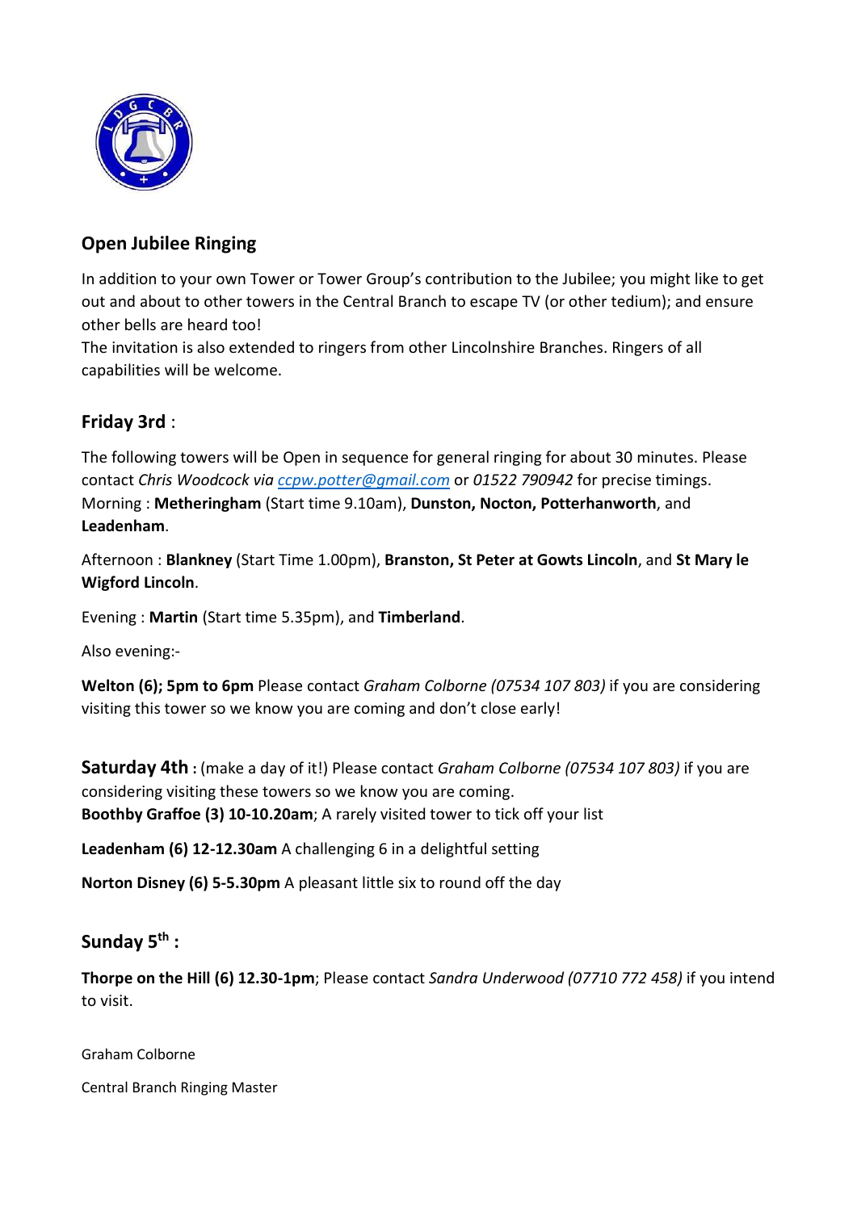## Open Jubilee Ringing

In addition to your own Tower or Tower Group's contribution to the Jubilee; you might like to get out and about to other towers in the Central Branch to escape TV (or other tedium); and ensure other bells are heard too!
The invitation is also extended to ringers from other Lincolnshire Branches. Ringers of all capabilities will be welcome.

### Friday 3rd :

The following towers will be Open in sequence for general ringing for about 30 minutes. Please contact *Chris Woodcock via [ccpw.potter@gmail.com](mailto:ccpw.potter@gmail.com)* or *01522 790942* for precise timings.
Morning : **Metheringham** (Start time 9.10am), **Dunston, Nocton, Potterhanworth**, and **Leadenham**.

Afternoon : **Blankney** (Start Time 1.00pm), **Branston, St Peter at Gowts Lincoln**, and **St Mary le Wigford Lincoln**.

Evening : **Martin** (Start time 5.35pm), and **Timberland**.

Also evening:-

**Welton (6); 5pm to 6pm** Please contact *Graham Colborne (07534 107 803)* if you are considering visiting this tower so we know you are coming and don't close early!

### Saturday 4th :

(make a day of it!) Please contact *Graham Colborne (07534 107 803)* if you are considering visiting these towers so we know you are coming.
**Boothby Graffoe (3) 10-10.20am**; A rarely visited tower to tick off your list

**Leadenham (6) 12-12.30am** A challenging 6 in a delightful setting

**Norton Disney (6) 5-5.30pm** A pleasant little six to round off the day

### Sunday 5th :

**Thorpe on the Hill (6) 12.30-1pm**; Please contact *Sandra Underwood (07710 772 458)* if you intend to visit.

Graham Colborne

Central Branch Ringing Master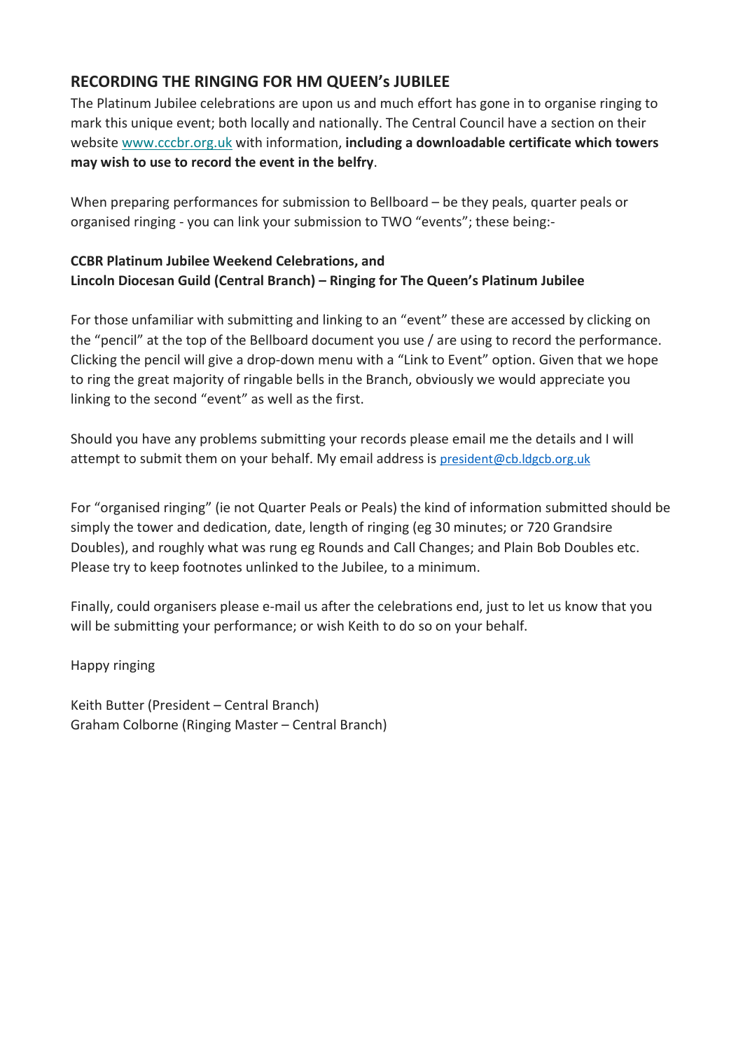## RECORDING THE RINGING FOR HM QUEEN's JUBILEE

The Platinum Jubilee celebrations are upon us and much effort has gone in to organise ringing to mark this unique event; both locally and nationally. The Central Council have a section on their website [www.cccbr.org.uk](http://www.cccbr.org.uk) with information, **including a downloadable certificate which towers may wish to use to record the event in the belfry**.

When preparing performances for submission to Bellboard – be they peals, quarter peals or organised ringing - you can link your submission to TWO "events"; these being:-

**CCBR Platinum Jubilee Weekend Celebrations, and**
**Lincoln Diocesan Guild (Central Branch) – Ringing for The Queen's Platinum Jubilee**

For those unfamiliar with submitting and linking to an "event" these are accessed by clicking on the "pencil" at the top of the Bellboard document you use / are using to record the performance. Clicking the pencil will give a drop-down menu with a "Link to Event" option. Given that we hope to ring the great majority of ringable bells in the Branch, obviously we would appreciate you linking to the second "event" as well as the first.

Should you have any problems submitting your records please email me the details and I will attempt to submit them on your behalf. My email address is [president@cb.ldgcb.org.uk](mailto:president@cb.ldgcb.org.uk)

For "organised ringing" (ie not Quarter Peals or Peals) the kind of information submitted should be simply the tower and dedication, date, length of ringing (eg 30 minutes; or 720 Grandsire Doubles), and roughly what was rung eg Rounds and Call Changes; and Plain Bob Doubles etc. Please try to keep footnotes unlinked to the Jubilee, to a minimum.

Finally, could organisers please e-mail us after the celebrations end, just to let us know that you will be submitting your performance; or wish Keith to do so on your behalf.

Happy ringing

Keith Butter (President – Central Branch)
Graham Colborne (Ringing Master – Central Branch)